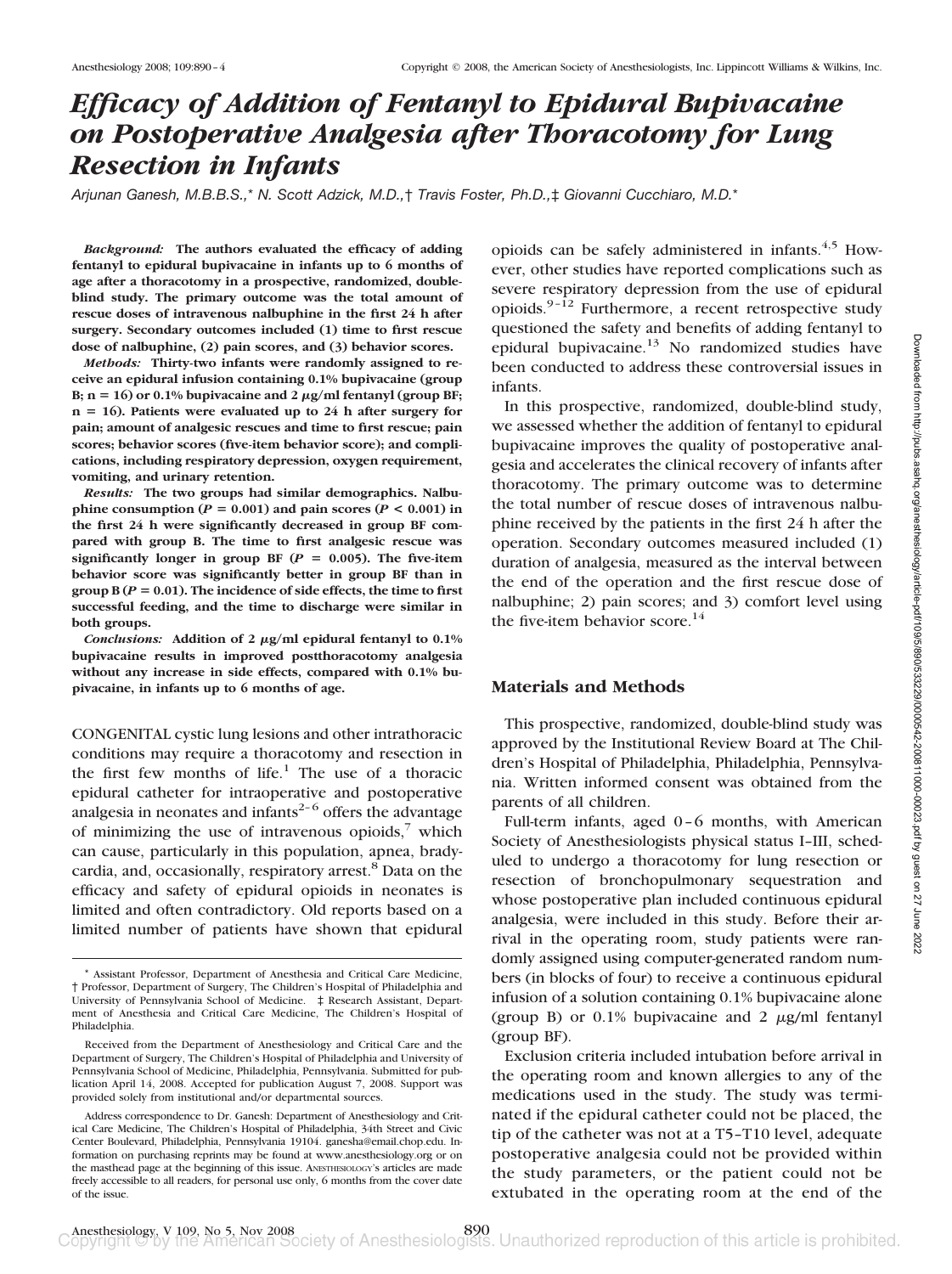# Efficacy of Addition of Fentanyl to Epidural Bupivacaine on Postoperative Analgesia after Thoracotomy for Lung Resection in Infants

*Arjunan Ganesh, M.B.B.S.,\* N. Scott Adzick, M.D.,† Travis Foster, Ph.D.,‡ Giovanni Cucchiaro, M.D.\**

***Background:*** **The authors evaluated the efficacy of adding fentanyl to epidural bupivacaine in infants up to 6 months of age after a thoracotomy in a prospective, randomized, double-blind study. The primary outcome was the total amount of rescue doses of intravenous nalbuphine in the first 24 h after surgery. Secondary outcomes included (1) time to first rescue dose of nalbuphine, (2) pain scores, and (3) behavior scores.**

***Methods:*** **Thirty-two infants were randomly assigned to receive an epidural infusion containing 0.1% bupivacaine (group B; n = 16) or 0.1% bupivacaine and 2 μg/ml fentanyl (group BF; n = 16). Patients were evaluated up to 24 h after surgery for pain; amount of analgesic rescues and time to first rescue; pain scores; behavior scores (five-item behavior score); and complications, including respiratory depression, oxygen requirement, vomiting, and urinary retention.**

***Results:*** **The two groups had similar demographics. Nalbuphine consumption ($P = 0.001$) and pain scores ($P < 0.001$) in the first 24 h were significantly decreased in group BF compared with group B. The time to first analgesic rescue was significantly longer in group BF ($P = 0.005$). The five-item behavior score was significantly better in group BF than in group B ($P = 0.01$). The incidence of side effects, the time to first successful feeding, and the time to discharge were similar in both groups.**

***Conclusions:*** **Addition of 2 μg/ml epidural fentanyl to 0.1% bupivacaine results in improved postthoracotomy analgesia without any increase in side effects, compared with 0.1% bupivacaine, in infants up to 6 months of age.**

CONGENITAL cystic lung lesions and other intrathoracic conditions may require a thoracotomy and resection in the first few months of life.[1] The use of a thoracic epidural catheter for intraoperative and postoperative analgesia in neonates and infants[2–6] offers the advantage of minimizing the use of intravenous opioids,[7] which can cause, particularly in this population, apnea, bradycardia, and, occasionally, respiratory arrest.[8] Data on the efficacy and safety of epidural opioids in neonates is limited and often contradictory. Old reports based on a limited number of patients have shown that epidural opioids can be safely administered in infants.[4,5] However, other studies have reported complications such as severe respiratory depression from the use of epidural opioids.[9–12] Furthermore, a recent retrospective study questioned the safety and benefits of adding fentanyl to epidural bupivacaine.[13] No randomized studies have been conducted to address these controversial issues in infants.

In this prospective, randomized, double-blind study, we assessed whether the addition of fentanyl to epidural bupivacaine improves the quality of postoperative analgesia and accelerates the clinical recovery of infants after thoracotomy. The primary outcome was to determine the total number of rescue doses of intravenous nalbuphine received by the patients in the first 24 h after the operation. Secondary outcomes measured included (1) duration of analgesia, measured as the interval between the end of the operation and the first rescue dose of nalbuphine; 2) pain scores; and 3) comfort level using the five-item behavior score.[14]

## Materials and Methods

This prospective, randomized, double-blind study was approved by the Institutional Review Board at The Children's Hospital of Philadelphia, Philadelphia, Pennsylvania. Written informed consent was obtained from the parents of all children.

Full-term infants, aged 0–6 months, with American Society of Anesthesiologists physical status I–III, scheduled to undergo a thoracotomy for lung resection or resection of bronchopulmonary sequestration and whose postoperative plan included continuous epidural analgesia, were included in this study. Before their arrival in the operating room, study patients were randomly assigned using computer-generated random numbers (in blocks of four) to receive a continuous epidural infusion of a solution containing 0.1% bupivacaine alone (group B) or 0.1% bupivacaine and 2 μg/ml fentanyl (group BF).

Exclusion criteria included intubation before arrival in the operating room and known allergies to any of the medications used in the study. The study was terminated if the epidural catheter could not be placed, the tip of the catheter was not at a T5–T10 level, adequate postoperative analgesia could not be provided within the study parameters, or the patient could not be extubated in the operating room at the end of the

\* Assistant Professor, Department of Anesthesia and Critical Care Medicine, † Professor, Department of Surgery, The Children's Hospital of Philadelphia and University of Pennsylvania School of Medicine. ‡ Research Assistant, Department of Anesthesia and Critical Care Medicine, The Children's Hospital of Philadelphia.

Received from the Department of Anesthesiology and Critical Care and the Department of Surgery, The Children's Hospital of Philadelphia and University of Pennsylvania School of Medicine, Philadelphia, Pennsylvania. Submitted for publication April 14, 2008. Accepted for publication August 7, 2008. Support was provided solely from institutional and/or departmental sources.

Address correspondence to Dr. Ganesh: Department of Anesthesiology and Critical Care Medicine, The Children's Hospital of Philadelphia, 34th Street and Civic Center Boulevard, Philadelphia, Pennsylvania 19104. ganesha@email.chop.edu. Information on purchasing reprints may be found at www.anesthesiology.org or on the masthead page at the beginning of this issue. ANESTHESIOLOGY's articles are made freely accessible to all readers, for personal use only, 6 months from the cover date of the issue.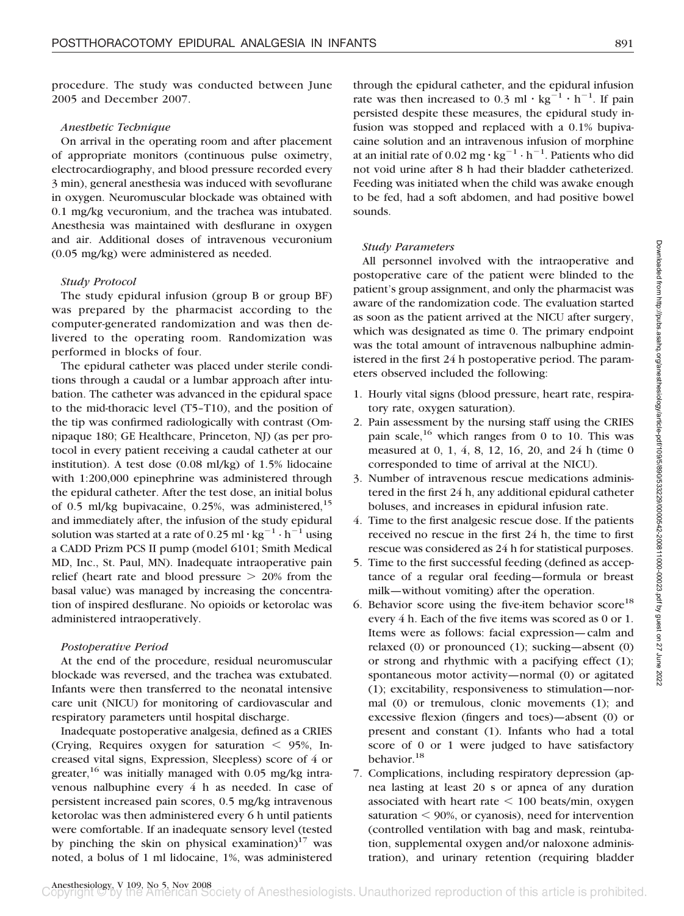procedure. The study was conducted between June 2005 and December 2007.

### *Anesthetic Technique*

On arrival in the operating room and after placement of appropriate monitors (continuous pulse oximetry, electrocardiography, and blood pressure recorded every 3 min), general anesthesia was induced with sevoflurane in oxygen. Neuromuscular blockade was obtained with 0.1 mg/kg vecuronium, and the trachea was intubated. Anesthesia was maintained with desflurane in oxygen and air. Additional doses of intravenous vecuronium (0.05 mg/kg) were administered as needed.

### *Study Protocol*

The study epidural infusion (group B or group BF) was prepared by the pharmacist according to the computer-generated randomization and was then delivered to the operating room. Randomization was performed in blocks of four.

The epidural catheter was placed under sterile conditions through a caudal or a lumbar approach after intubation. The catheter was advanced in the epidural space to the mid-thoracic level (T5–T10), and the position of the tip was confirmed radiologically with contrast (Omnipaque 180; GE Healthcare, Princeton, NJ) (as per protocol in every patient receiving a caudal catheter at our institution). A test dose (0.08 ml/kg) of 1.5% lidocaine with 1:200,000 epinephrine was administered through the epidural catheter. After the test dose, an initial bolus of 0.5 ml/kg bupivacaine, 0.25%, was administered,[15] and immediately after, the infusion of the study epidural solution was started at a rate of $0.25 \text{ ml} \cdot \text{kg}^{-1} \cdot \text{h}^{-1}$ using a CADD Prizm PCS II pump (model 6101; Smith Medical MD, Inc., St. Paul, MN). Inadequate intraoperative pain relief (heart rate and blood pressure $>$ 20% from the basal value) was managed by increasing the concentration of inspired desflurane. No opioids or ketorolac was administered intraoperatively.

### *Postoperative Period*

At the end of the procedure, residual neuromuscular blockade was reversed, and the trachea was extubated. Infants were then transferred to the neonatal intensive care unit (NICU) for monitoring of cardiovascular and respiratory parameters until hospital discharge.

Inadequate postoperative analgesia, defined as a CRIES (Crying, Requires oxygen for saturation $<$ 95%, Increased vital signs, Expression, Sleepless) score of 4 or greater,[16] was initially managed with 0.05 mg/kg intravenous nalbuphine every 4 h as needed. In case of persistent increased pain scores, 0.5 mg/kg intravenous ketorolac was then administered every 6 h until patients were comfortable. If an inadequate sensory level (tested by pinching the skin on physical examination)[17] was noted, a bolus of 1 ml lidocaine, 1%, was administered through the epidural catheter, and the epidural infusion rate was then increased to $0.3 \text{ ml} \cdot \text{kg}^{-1} \cdot \text{h}^{-1}$. If pain persisted despite these measures, the epidural study infusion was stopped and replaced with a 0.1% bupivacaine solution and an intravenous infusion of morphine at an initial rate of $0.02 \text{ mg} \cdot \text{kg}^{-1} \cdot \text{h}^{-1}$. Patients who did not void urine after 8 h had their bladder catheterized. Feeding was initiated when the child was awake enough to be fed, had a soft abdomen, and had positive bowel sounds.

### *Study Parameters*

All personnel involved with the intraoperative and postoperative care of the patient were blinded to the patient's group assignment, and only the pharmacist was aware of the randomization code. The evaluation started as soon as the patient arrived at the NICU after surgery, which was designated as time 0. The primary endpoint was the total amount of intravenous nalbuphine administered in the first 24 h postoperative period. The parameters observed included the following:

1. Hourly vital signs (blood pressure, heart rate, respiratory rate, oxygen saturation).
2. Pain assessment by the nursing staff using the CRIES pain scale,[16] which ranges from 0 to 10. This was measured at 0, 1, 4, 8, 12, 16, 20, and 24 h (time 0 corresponded to time of arrival at the NICU).
3. Number of intravenous rescue medications administered in the first 24 h, any additional epidural catheter boluses, and increases in epidural infusion rate.
4. Time to the first analgesic rescue dose. If the patients received no rescue in the first 24 h, the time to first rescue was considered as 24 h for statistical purposes.
5. Time to the first successful feeding (defined as acceptance of a regular oral feeding—formula or breast milk—without vomiting) after the operation.
6. Behavior score using the five-item behavior score[18] every 4 h. Each of the five items was scored as 0 or 1. Items were as follows: facial expression—calm and relaxed (0) or pronounced (1); sucking—absent (0) or strong and rhythmic with a pacifying effect (1); spontaneous motor activity—normal (0) or agitated (1); excitability, responsiveness to stimulation—normal (0) or tremulous, clonic movements (1); and excessive flexion (fingers and toes)—absent (0) or present and constant (1). Infants who had a total score of 0 or 1 were judged to have satisfactory behavior.[18]
7. Complications, including respiratory depression (apnea lasting at least 20 s or apnea of any duration associated with heart rate $<$ 100 beats/min, oxygen saturation $<$ 90%, or cyanosis), need for intervention (controlled ventilation with bag and mask, reintubation, supplemental oxygen and/or naloxone administration), and urinary retention (requiring bladder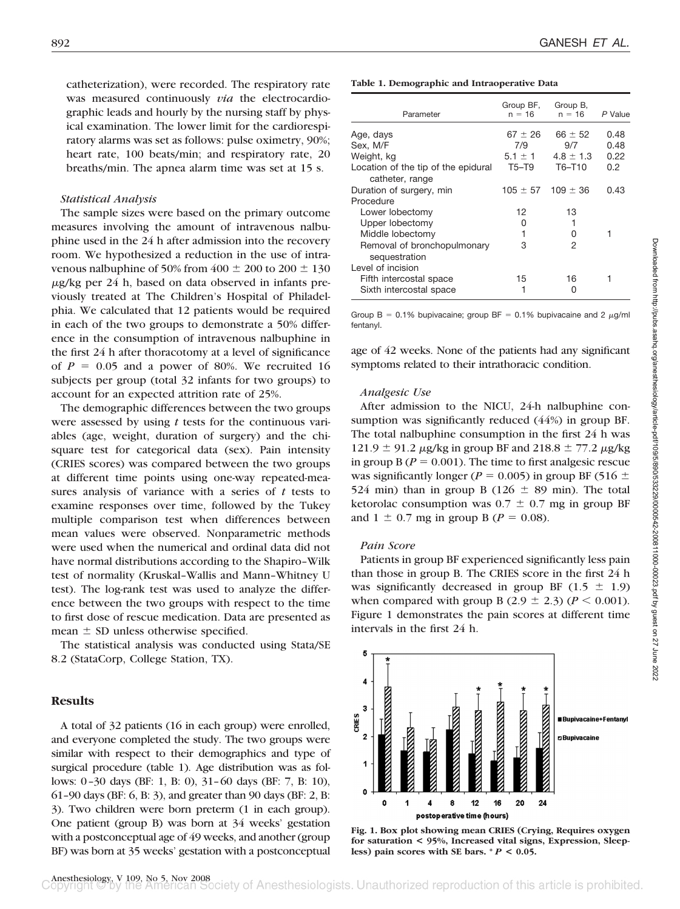catheterization), were recorded. The respiratory rate was measured continuously *via* the electrocardiographic leads and hourly by the nursing staff by physical examination. The lower limit for the cardiorespiratory alarms was set as follows: pulse oximetry, 90%; heart rate, 100 beats/min; and respiratory rate, 20 breaths/min. The apnea alarm time was set at 15 s.

### *Statistical Analysis*

The sample sizes were based on the primary outcome measures involving the amount of intravenous nalbuphine used in the 24 h after admission into the recovery room. We hypothesized a reduction in the use of intravenous nalbuphine of 50% from 400 ± 200 to 200 ± 130 μg/kg per 24 h, based on data observed in infants previously treated at The Children's Hospital of Philadelphia. We calculated that 12 patients would be required in each of the two groups to demonstrate a 50% difference in the consumption of intravenous nalbuphine in the first 24 h after thoracotomy at a level of significance of $P = 0.05$ and a power of 80%. We recruited 16 subjects per group (total 32 infants for two groups) to account for an expected attrition rate of 25%.

The demographic differences between the two groups were assessed by using *t* tests for the continuous variables (age, weight, duration of surgery) and the chi-square test for categorical data (sex). Pain intensity (CRIES scores) was compared between the two groups at different time points using one-way repeated-measures analysis of variance with a series of *t* tests to examine responses over time, followed by the Tukey multiple comparison test when differences between mean values were observed. Nonparametric methods were used when the numerical and ordinal data did not have normal distributions according to the Shapiro–Wilk test of normality (Kruskal–Wallis and Mann–Whitney U test). The log-rank test was used to analyze the difference between the two groups with respect to the time to first dose of rescue medication. Data are presented as mean ± SD unless otherwise specified.

The statistical analysis was conducted using Stata/SE 8.2 (StataCorp, College Station, TX).

## Results

A total of 32 patients (16 in each group) were enrolled, and everyone completed the study. The two groups were similar with respect to their demographics and type of surgical procedure (table 1). Age distribution was as follows: 0–30 days (BF: 1, B: 0), 31–60 days (BF: 7, B: 10), 61–90 days (BF: 6, B: 3), and greater than 90 days (BF: 2, B: 3). Two children were born preterm (1 in each group). One patient (group B) was born at 34 weeks' gestation with a postconceptual age of 49 weeks, and another (group BF) was born at 35 weeks' gestation with a postconceptual age of 42 weeks. None of the patients had any significant symptoms related to their intrathoracic condition.

**Table 1. Demographic and Intraoperative Data**

| Parameter | Group BF, n = 16 | Group B, n = 16 | *P* Value |
|---|---|---|---|
| Age, days | 67 ± 26 | 66 ± 52 | 0.48 |
| Sex, M/F | 7/9 | 9/7 | 0.48 |
| Weight, kg | 5.1 ± 1 | 4.8 ± 1.3 | 0.22 |
| Location of the tip of the epidural catheter, range | T5–T9 | T6–T10 | 0.2 |
| Duration of surgery, min | 105 ± 57 | 109 ± 36 | 0.43 |
| Procedure | | | |
| Lower lobectomy | 12 | 13 | |
| Upper lobectomy | 0 | 1 | |
| Middle lobectomy | 1 | 0 | 1 |
| Removal of bronchopulmonary sequestration | 3 | 2 | |
| Level of incision | | | |
| Fifth intercostal space | 15 | 16 | 1 |
| Sixth intercostal space | 1 | 0 | |

Group B = 0.1% bupivacaine; group BF = 0.1% bupivacaine and 2 μg/ml fentanyl.

### *Analgesic Use*

After admission to the NICU, 24-h nalbuphine consumption was significantly reduced (44%) in group BF. The total nalbuphine consumption in the first 24 h was 121.9 ± 91.2 μg/kg in group BF and 218.8 ± 77.2 μg/kg in group B ($P = 0.001$). The time to first analgesic rescue was significantly longer ($P = 0.005$) in group BF (516 ± 524 min) than in group B (126 ± 89 min). The total ketorolac consumption was 0.7 ± 0.7 mg in group BF and 1 ± 0.7 mg in group B ($P = 0.08$).

### *Pain Score*

Patients in group BF experienced significantly less pain than those in group B. The CRIES score in the first 24 h was significantly decreased in group BF (1.5 ± 1.9) when compared with group B (2.9 ± 2.3) ($P < 0.001$). Figure 1 demonstrates the pain scores at different time intervals in the first 24 h.

CRIES
5
4
3
2
1
0
0 1 4 8 12 16 20 24
postoperative time (hours)
* * * * *
Bupivacaine+Fentanyl
Bupivacaine

**Fig. 1. Box plot showing mean CRIES (Crying, Requires oxygen for saturation < 95%, Increased vital signs, Expression, Sleepless) pain scores with SE bars. * $P < 0.05$.**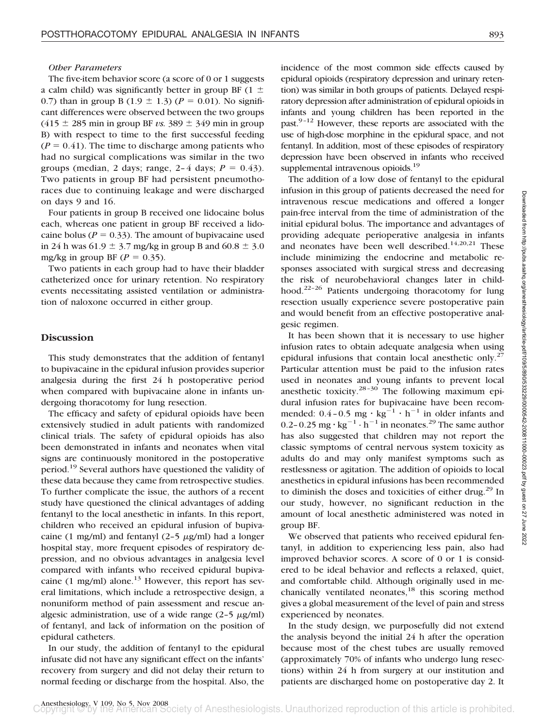*Other Parameters*

The five-item behavior score (a score of 0 or 1 suggests a calm child) was significantly better in group BF ($1 \pm 0.7$) than in group B ($1.9 \pm 1.3$) ($P = 0.01$). No significant differences were observed between the two groups ($415 \pm 285$ min in group BF *vs.* $389 \pm 349$ min in group B) with respect to time to the first successful feeding ($P = 0.41$). The time to discharge among patients who had no surgical complications was similar in the two groups (median, 2 days; range, 2–4 days; $P = 0.43$). Two patients in group BF had persistent pneumothoraces due to continuing leakage and were discharged on days 9 and 16.

Four patients in group B received one lidocaine bolus each, whereas one patient in group BF received a lidocaine bolus ($P = 0.33$). The amount of bupivacaine used in 24 h was $61.9 \pm 3.7$ mg/kg in group B and $60.8 \pm 3.0$ mg/kg in group BF ($P = 0.35$).

Two patients in each group had to have their bladder catheterized once for urinary retention. No respiratory events necessitating assisted ventilation or administration of naloxone occurred in either group.

## Discussion

This study demonstrates that the addition of fentanyl to bupivacaine in the epidural infusion provides superior analgesia during the first 24 h postoperative period when compared with bupivacaine alone in infants undergoing thoracotomy for lung resection.

The efficacy and safety of epidural opioids have been extensively studied in adult patients with randomized clinical trials. The safety of epidural opioids has also been demonstrated in infants and neonates when vital signs are continuously monitored in the postoperative period.[19] Several authors have questioned the validity of these data because they came from retrospective studies. To further complicate the issue, the authors of a recent study have questioned the clinical advantages of adding fentanyl to the local anesthetic in infants. In this report, children who received an epidural infusion of bupivacaine (1 mg/ml) and fentanyl (2–5 $\mu$g/ml) had a longer hospital stay, more frequent episodes of respiratory depression, and no obvious advantages in analgesia level compared with infants who received epidural bupivacaine (1 mg/ml) alone.[13] However, this report has several limitations, which include a retrospective design, a nonuniform method of pain assessment and rescue analgesic administration, use of a wide range (2–5 $\mu$g/ml) of fentanyl, and lack of information on the position of epidural catheters.

In our study, the addition of fentanyl to the epidural infusate did not have any significant effect on the infants' recovery from surgery and did not delay their return to normal feeding or discharge from the hospital. Also, the incidence of the most common side effects caused by epidural opioids (respiratory depression and urinary retention) was similar in both groups of patients. Delayed respiratory depression after administration of epidural opioids in infants and young children has been reported in the past.[9–12] However, these reports are associated with the use of high-dose morphine in the epidural space, and not fentanyl. In addition, most of these episodes of respiratory depression have been observed in infants who received supplemental intravenous opioids.[19]

The addition of a low dose of fentanyl to the epidural infusion in this group of patients decreased the need for intravenous rescue medications and offered a longer pain-free interval from the time of administration of the initial epidural bolus. The importance and advantages of providing adequate perioperative analgesia in infants and neonates have been well described.[14,20,21] These include minimizing the endocrine and metabolic responses associated with surgical stress and decreasing the risk of neurobehavioral changes later in childhood.[22–26] Patients undergoing thoracotomy for lung resection usually experience severe postoperative pain and would benefit from an effective postoperative analgesic regimen.

It has been shown that it is necessary to use higher infusion rates to obtain adequate analgesia when using epidural infusions that contain local anesthetic only.[27] Particular attention must be paid to the infusion rates used in neonates and young infants to prevent local anesthetic toxicity.[28–30] The following maximum epidural infusion rates for bupivacaine have been recommended: 0.4–0.5 $\text{mg} \cdot \text{kg}^{-1} \cdot \text{h}^{-1}$ in older infants and 0.2–0.25 $\text{mg} \cdot \text{kg}^{-1} \cdot \text{h}^{-1}$ in neonates.[29] The same author has also suggested that children may not report the classic symptoms of central nervous system toxicity as adults do and may only manifest symptoms such as restlessness or agitation. The addition of opioids to local anesthetics in epidural infusions has been recommended to diminish the doses and toxicities of either drug.[29] In our study, however, no significant reduction in the amount of local anesthetic administered was noted in group BF.

We observed that patients who received epidural fentanyl, in addition to experiencing less pain, also had improved behavior scores. A score of 0 or 1 is considered to be ideal behavior and reflects a relaxed, quiet, and comfortable child. Although originally used in mechanically ventilated neonates,[18] this scoring method gives a global measurement of the level of pain and stress experienced by neonates.

In the study design, we purposefully did not extend the analysis beyond the initial 24 h after the operation because most of the chest tubes are usually removed (approximately 70% of infants who undergo lung resections) within 24 h from surgery at our institution and patients are discharged home on postoperative day 2. It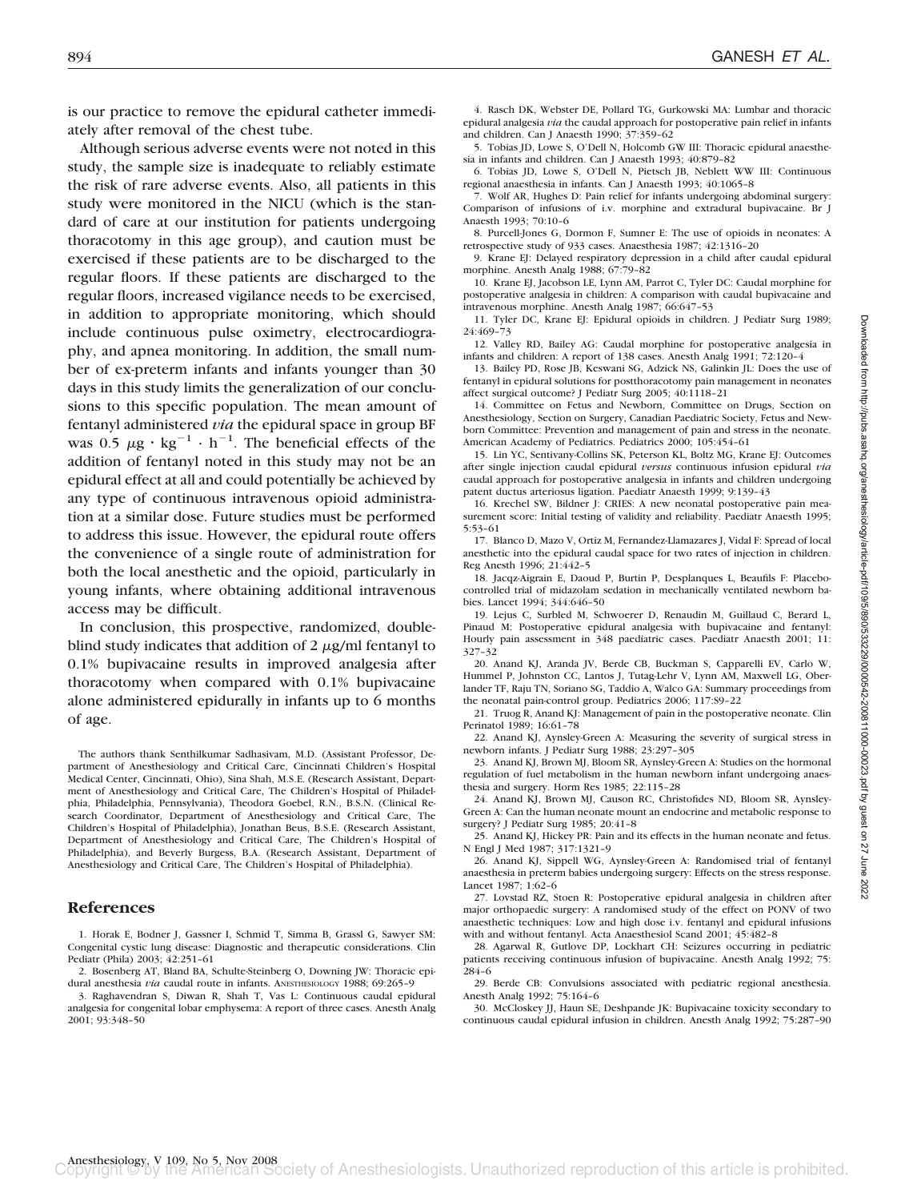is our practice to remove the epidural catheter immediately after removal of the chest tube.

Although serious adverse events were not noted in this study, the sample size is inadequate to reliably estimate the risk of rare adverse events. Also, all patients in this study were monitored in the NICU (which is the standard of care at our institution for patients undergoing thoracotomy in this age group), and caution must be exercised if these patients are to be discharged to the regular floors. If these patients are discharged to the regular floors, increased vigilance needs to be exercised, in addition to appropriate monitoring, which should include continuous pulse oximetry, electrocardiography, and apnea monitoring. In addition, the small number of ex-preterm infants and infants younger than 30 days in this study limits the generalization of our conclusions to this specific population. The mean amount of fentanyl administered *via* the epidural space in group BF was 0.5 $\mu g \cdot kg^{-1} \cdot h^{-1}$. The beneficial effects of the addition of fentanyl noted in this study may not be an epidural effect at all and could potentially be achieved by any type of continuous intravenous opioid administration at a similar dose. Future studies must be performed to address this issue. However, the epidural route offers the convenience of a single route of administration for both the local anesthetic and the opioid, particularly in young infants, where obtaining additional intravenous access may be difficult.

In conclusion, this prospective, randomized, double-blind study indicates that addition of 2 $\mu g$/ml fentanyl to 0.1% bupivacaine results in improved analgesia after thoracotomy when compared with 0.1% bupivacaine alone administered epidurally in infants up to 6 months of age.

The authors thank Senthilkumar Sadhasivam, M.D. (Assistant Professor, Department of Anesthesiology and Critical Care, Cincinnati Children's Hospital Medical Center, Cincinnati, Ohio), Sina Shah, M.S.E. (Research Assistant, Department of Anesthesiology and Critical Care, The Children's Hospital of Philadelphia, Philadelphia, Pennsylvania), Theodora Goebel, R.N., B.S.N. (Clinical Research Coordinator, Department of Anesthesiology and Critical Care, The Children's Hospital of Philadelphia), Jonathan Beus, B.S.E. (Research Assistant, Department of Anesthesiology and Critical Care, The Children's Hospital of Philadelphia), and Beverly Burgess, B.A. (Research Assistant, Department of Anesthesiology and Critical Care, The Children's Hospital of Philadelphia).

## References

1. Horak E, Bodner J, Gassner I, Schmid T, Simma B, Grassl G, Sawyer SM: Congenital cystic lung disease: Diagnostic and therapeutic considerations. Clin Pediatr (Phila) 2003; 42:251–61
2. Bosenberg AT, Bland BA, Schulte-Steinberg O, Downing JW: Thoracic epidural anesthesia *via* caudal route in infants. ANESTHESIOLOGY 1988; 69:265–9
3. Raghavendran S, Diwan R, Shah T, Vas L: Continuous caudal epidural analgesia for congenital lobar emphysema: A report of three cases. Anesth Analg 2001; 93:348–50
4. Rasch DK, Webster DE, Pollard TG, Gurkowski MA: Lumbar and thoracic epidural analgesia *via* the caudal approach for postoperative pain relief in infants and children. Can J Anaesth 1990; 37:359–62
5. Tobias JD, Lowe S, O'Dell N, Holcomb GW III: Thoracic epidural anaesthesia in infants and children. Can J Anaesth 1993; 40:879–82
6. Tobias JD, Lowe S, O'Dell N, Pietsch JB, Neblett WW III: Continuous regional anaesthesia in infants. Can J Anaesth 1993; 40:1065–8
7. Wolf AR, Hughes D: Pain relief for infants undergoing abdominal surgery: Comparison of infusions of i.v. morphine and extradural bupivacaine. Br J Anaesth 1993; 70:10–6
8. Purcell-Jones G, Dormon F, Sumner E: The use of opioids in neonates: A retrospective study of 933 cases. Anaesthesia 1987; 42:1316–20
9. Krane EJ: Delayed respiratory depression in a child after caudal epidural morphine. Anesth Analg 1988; 67:79–82
10. Krane EJ, Jacobson LE, Lynn AM, Parrot C, Tyler DC: Caudal morphine for postoperative analgesia in children: A comparison with caudal bupivacaine and intravenous morphine. Anesth Analg 1987; 66:647–53
11. Tyler DC, Krane EJ: Epidural opioids in children. J Pediatr Surg 1989; 24:469–73
12. Valley RD, Bailey AG: Caudal morphine for postoperative analgesia in infants and children: A report of 138 cases. Anesth Analg 1991; 72:120–4
13. Bailey PD, Rose JB, Keswani SG, Adzick NS, Galinkin JL: Does the use of fentanyl in epidural solutions for postthoracotomy pain management in neonates affect surgical outcome? J Pediatr Surg 2005; 40:1118–21
14. Committee on Fetus and Newborn, Committee on Drugs, Section on Anesthesiology, Section on Surgery, Canadian Paediatric Society, Fetus and Newborn Committee: Prevention and management of pain and stress in the neonate. American Academy of Pediatrics. Pediatrics 2000; 105:454–61
15. Lin YC, Sentivany-Collins SK, Peterson KL, Boltz MG, Krane EJ: Outcomes after single injection caudal epidural *versus* continuous infusion epidural *via* caudal approach for postoperative analgesia in infants and children undergoing patent ductus arteriosus ligation. Paediatr Anaesth 1999; 9:139–43
16. Krechel SW, Bildner J: CRIES: A new neonatal postoperative pain measurement score: Initial testing of validity and reliability. Paediatr Anaesth 1995; 5:53–61
17. Blanco D, Mazo V, Ortiz M, Fernandez-Llamazares J, Vidal F: Spread of local anesthetic into the epidural caudal space for two rates of injection in children. Reg Anesth 1996; 21:442–5
18. Jacqz-Aigrain E, Daoud P, Burtin P, Desplanques L, Beaufils F: Placebo-controlled trial of midazolam sedation in mechanically ventilated newborn babies. Lancet 1994; 344:646–50
19. Lejus C, Surbled M, Schwoerer D, Renaudin M, Guillaud C, Berard L, Pinaud M: Postoperative epidural analgesia with bupivacaine and fentanyl: Hourly pain assessment in 348 paediatric cases. Paediatr Anaesth 2001; 11:327–32
20. Anand KJ, Aranda JV, Berde CB, Buckman S, Capparelli EV, Carlo W, Hummel P, Johnston CC, Lantos J, Tutag-Lehr V, Lynn AM, Maxwell LG, Oberlander TF, Raju TN, Soriano SG, Taddio A, Walco GA: Summary proceedings from the neonatal pain-control group. Pediatrics 2006; 117:S9–22
21. Truog R, Anand KJ: Management of pain in the postoperative neonate. Clin Perinatol 1989; 16:61–78
22. Anand KJ, Aynsley-Green A: Measuring the severity of surgical stress in newborn infants. J Pediatr Surg 1988; 23:297–305
23. Anand KJ, Brown MJ, Bloom SR, Aynsley-Green A: Studies on the hormonal regulation of fuel metabolism in the human newborn infant undergoing anaesthesia and surgery. Horm Res 1985; 22:115–28
24. Anand KJ, Brown MJ, Causon RC, Christofides ND, Bloom SR, Aynsley-Green A: Can the human neonate mount an endocrine and metabolic response to surgery? J Pediatr Surg 1985; 20:41–8
25. Anand KJ, Hickey PR: Pain and its effects in the human neonate and fetus. N Engl J Med 1987; 317:1321–9
26. Anand KJ, Sippell WG, Aynsley-Green A: Randomised trial of fentanyl anaesthesia in preterm babies undergoing surgery: Effects on the stress response. Lancet 1987; 1:62–6
27. Lovstad RZ, Stoen R: Postoperative epidural analgesia in children after major orthopaedic surgery: A randomised study of the effect on PONV of two anaesthetic techniques: Low and high dose i.v. fentanyl and epidural infusions with and without fentanyl. Acta Anaesthesiol Scand 2001; 45:482–8
28. Agarwal R, Gutlove DP, Lockhart CH: Seizures occurring in pediatric patients receiving continuous infusion of bupivacaine. Anesth Analg 1992; 75:284–6
29. Berde CB: Convulsions associated with pediatric regional anesthesia. Anesth Analg 1992; 75:164–6
30. McCloskey JJ, Haun SE, Deshpande JK: Bupivacaine toxicity secondary to continuous caudal epidural infusion in children. Anesth Analg 1992; 75:287–90